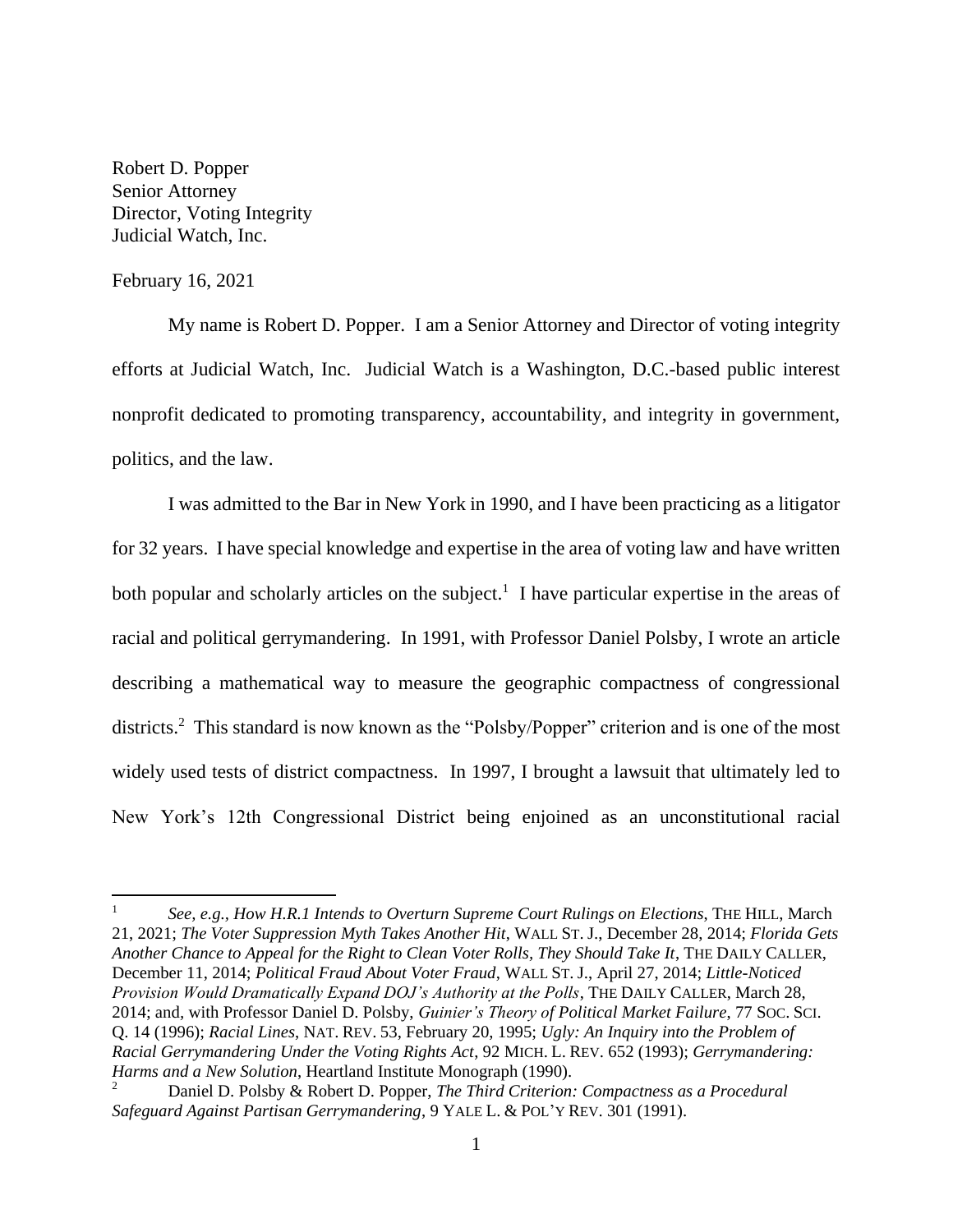Robert D. Popper
Senior Attorney
Director, Voting Integrity
Judicial Watch, Inc.

February 16, 2021

My name is Robert D. Popper. I am a Senior Attorney and Director of voting integrity efforts at Judicial Watch, Inc. Judicial Watch is a Washington, D.C.-based public interest nonprofit dedicated to promoting transparency, accountability, and integrity in government, politics, and the law.

I was admitted to the Bar in New York in 1990, and I have been practicing as a litigator for 32 years. I have special knowledge and expertise in the area of voting law and have written both popular and scholarly articles on the subject.[1] I have particular expertise in the areas of racial and political gerrymandering. In 1991, with Professor Daniel Polsby, I wrote an article describing a mathematical way to measure the geographic compactness of congressional districts.[2] This standard is now known as the "Polsby/Popper" criterion and is one of the most widely used tests of district compactness. In 1997, I brought a lawsuit that ultimately led to New York's 12th Congressional District being enjoined as an unconstitutional racial

---

[1] *See, e.g.*, *How H.R.1 Intends to Overturn Supreme Court Rulings on Elections*, THE HILL, March 21, 2021; *The Voter Suppression Myth Takes Another Hit*, WALL ST. J., December 28, 2014; *Florida Gets Another Chance to Appeal for the Right to Clean Voter Rolls, They Should Take It*, THE DAILY CALLER, December 11, 2014; *Political Fraud About Voter Fraud*, WALL ST. J., April 27, 2014; *Little-Noticed Provision Would Dramatically Expand DOJ's Authority at the Polls*, THE DAILY CALLER, March 28, 2014; and, with Professor Daniel D. Polsby, *Guinier's Theory of Political Market Failure*, 77 SOC. SCI. Q. 14 (1996); *Racial Lines*, NAT. REV. 53, February 20, 1995; *Ugly: An Inquiry into the Problem of Racial Gerrymandering Under the Voting Rights Act*, 92 MICH. L. REV. 652 (1993); *Gerrymandering: Harms and a New Solution*, Heartland Institute Monograph (1990).

[2] Daniel D. Polsby & Robert D. Popper, *The Third Criterion: Compactness as a Procedural Safeguard Against Partisan Gerrymandering*, 9 YALE L. & POL'Y REV. 301 (1991).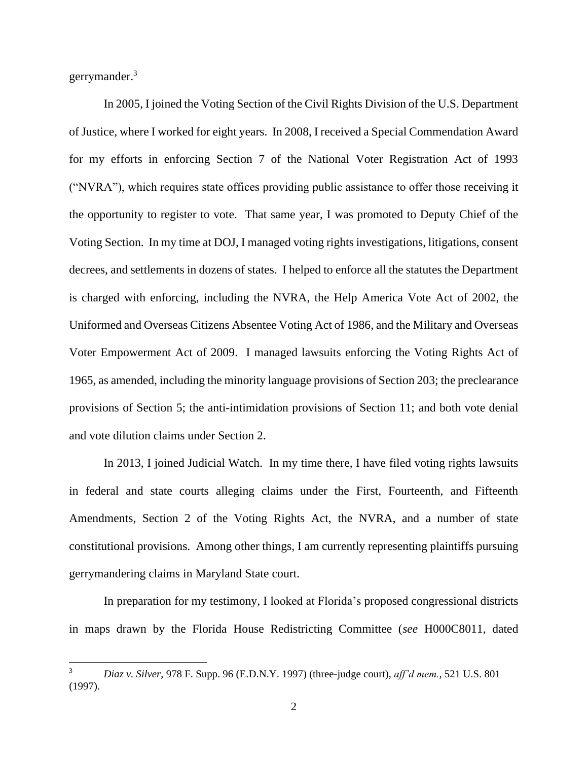gerrymander.[3]

In 2005, I joined the Voting Section of the Civil Rights Division of the U.S. Department of Justice, where I worked for eight years. In 2008, I received a Special Commendation Award for my efforts in enforcing Section 7 of the National Voter Registration Act of 1993 ("NVRA"), which requires state offices providing public assistance to offer those receiving it the opportunity to register to vote. That same year, I was promoted to Deputy Chief of the Voting Section. In my time at DOJ, I managed voting rights investigations, litigations, consent decrees, and settlements in dozens of states. I helped to enforce all the statutes the Department is charged with enforcing, including the NVRA, the Help America Vote Act of 2002, the Uniformed and Overseas Citizens Absentee Voting Act of 1986, and the Military and Overseas Voter Empowerment Act of 2009. I managed lawsuits enforcing the Voting Rights Act of 1965, as amended, including the minority language provisions of Section 203; the preclearance provisions of Section 5; the anti-intimidation provisions of Section 11; and both vote denial and vote dilution claims under Section 2.

In 2013, I joined Judicial Watch. In my time there, I have filed voting rights lawsuits in federal and state courts alleging claims under the First, Fourteenth, and Fifteenth Amendments, Section 2 of the Voting Rights Act, the NVRA, and a number of state constitutional provisions. Among other things, I am currently representing plaintiffs pursuing gerrymandering claims in Maryland State court.

In preparation for my testimony, I looked at Florida's proposed congressional districts in maps drawn by the Florida House Redistricting Committee (*see* H000C8011, dated

---

[3] *Diaz v. Silver*, 978 F. Supp. 96 (E.D.N.Y. 1997) (three-judge court), *aff'd mem.*, 521 U.S. 801 (1997).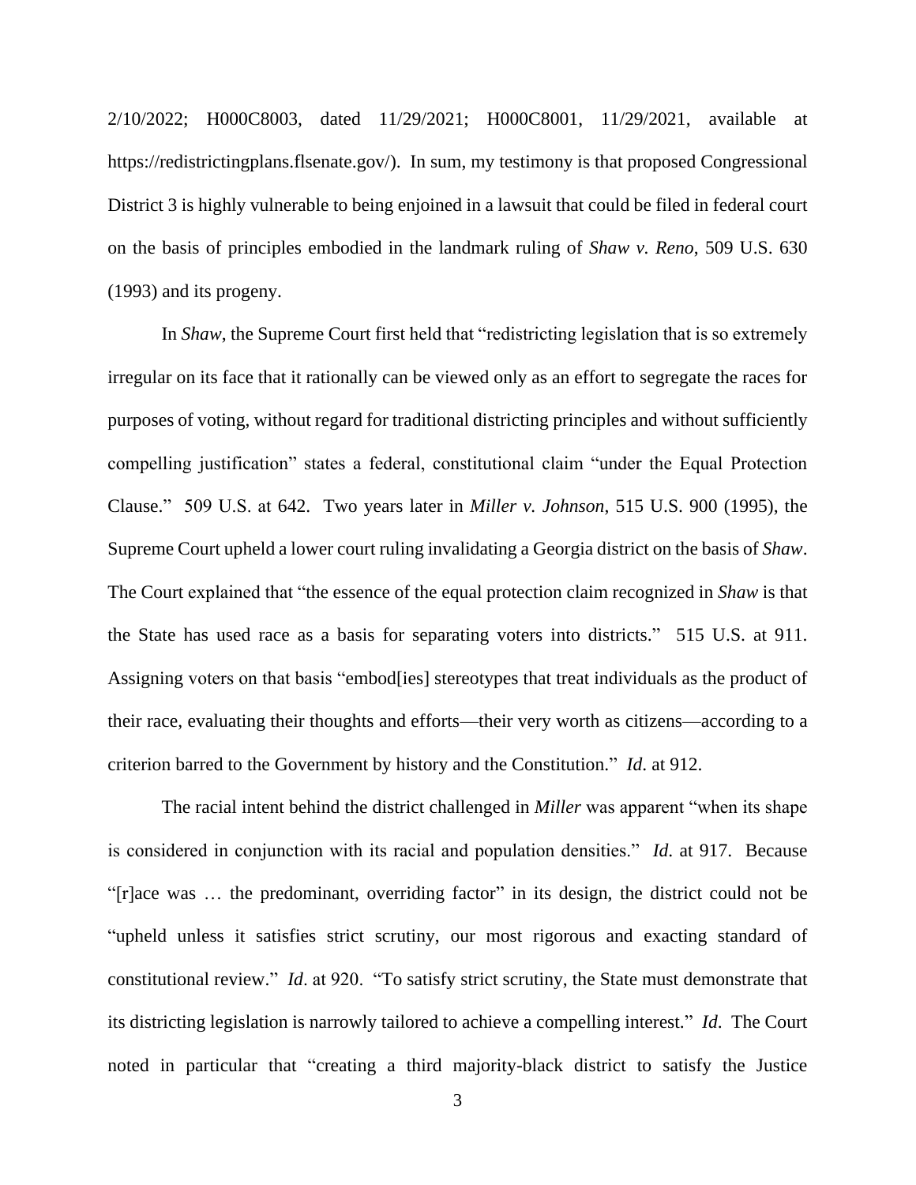2/10/2022; H000C8003, dated 11/29/2021; H000C8001, 11/29/2021, available at https://redistrictingplans.flsenate.gov/). In sum, my testimony is that proposed Congressional District 3 is highly vulnerable to being enjoined in a lawsuit that could be filed in federal court on the basis of principles embodied in the landmark ruling of *Shaw v. Reno*, 509 U.S. 630 (1993) and its progeny.

In *Shaw*, the Supreme Court first held that "redistricting legislation that is so extremely irregular on its face that it rationally can be viewed only as an effort to segregate the races for purposes of voting, without regard for traditional districting principles and without sufficiently compelling justification" states a federal, constitutional claim "under the Equal Protection Clause." 509 U.S. at 642. Two years later in *Miller v. Johnson*, 515 U.S. 900 (1995), the Supreme Court upheld a lower court ruling invalidating a Georgia district on the basis of *Shaw*. The Court explained that "the essence of the equal protection claim recognized in *Shaw* is that the State has used race as a basis for separating voters into districts." 515 U.S. at 911. Assigning voters on that basis "embod[ies] stereotypes that treat individuals as the product of their race, evaluating their thoughts and efforts—their very worth as citizens—according to a criterion barred to the Government by history and the Constitution." *Id.* at 912.

The racial intent behind the district challenged in *Miller* was apparent "when its shape is considered in conjunction with its racial and population densities." *Id.* at 917. Because "[r]ace was … the predominant, overriding factor" in its design, the district could not be "upheld unless it satisfies strict scrutiny, our most rigorous and exacting standard of constitutional review." *Id*. at 920. "To satisfy strict scrutiny, the State must demonstrate that its districting legislation is narrowly tailored to achieve a compelling interest." *Id.* The Court noted in particular that "creating a third majority-black district to satisfy the Justice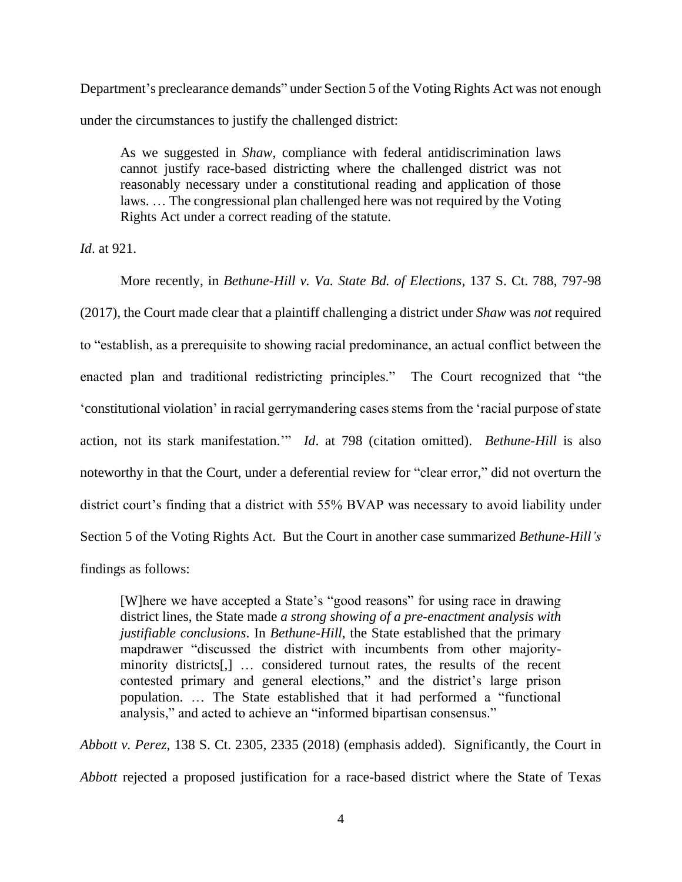Department's preclearance demands" under Section 5 of the Voting Rights Act was not enough under the circumstances to justify the challenged district:

> As we suggested in *Shaw*, compliance with federal antidiscrimination laws cannot justify race-based districting where the challenged district was not reasonably necessary under a constitutional reading and application of those laws. … The congressional plan challenged here was not required by the Voting Rights Act under a correct reading of the statute.

*Id*. at 921.

More recently, in *Bethune-Hill v. Va. State Bd. of Elections*, 137 S. Ct. 788, 797-98 (2017), the Court made clear that a plaintiff challenging a district under *Shaw* was *not* required to "establish, as a prerequisite to showing racial predominance, an actual conflict between the enacted plan and traditional redistricting principles." The Court recognized that "the 'constitutional violation' in racial gerrymandering cases stems from the 'racial purpose of state action, not its stark manifestation.'" *Id*. at 798 (citation omitted). *Bethune-Hill* is also noteworthy in that the Court, under a deferential review for "clear error," did not overturn the district court's finding that a district with 55% BVAP was necessary to avoid liability under Section 5 of the Voting Rights Act. But the Court in another case summarized *Bethune-Hill's* findings as follows:

> [W]here we have accepted a State's "good reasons" for using race in drawing district lines, the State made *a strong showing of a pre-enactment analysis with justifiable conclusions*. In *Bethune-Hill*, the State established that the primary mapdrawer "discussed the district with incumbents from other majority-minority districts[,] … considered turnout rates, the results of the recent contested primary and general elections," and the district's large prison population. … The State established that it had performed a "functional analysis," and acted to achieve an "informed bipartisan consensus."

*Abbott v. Perez*, 138 S. Ct. 2305, 2335 (2018) (emphasis added). Significantly, the Court in *Abbott* rejected a proposed justification for a race-based district where the State of Texas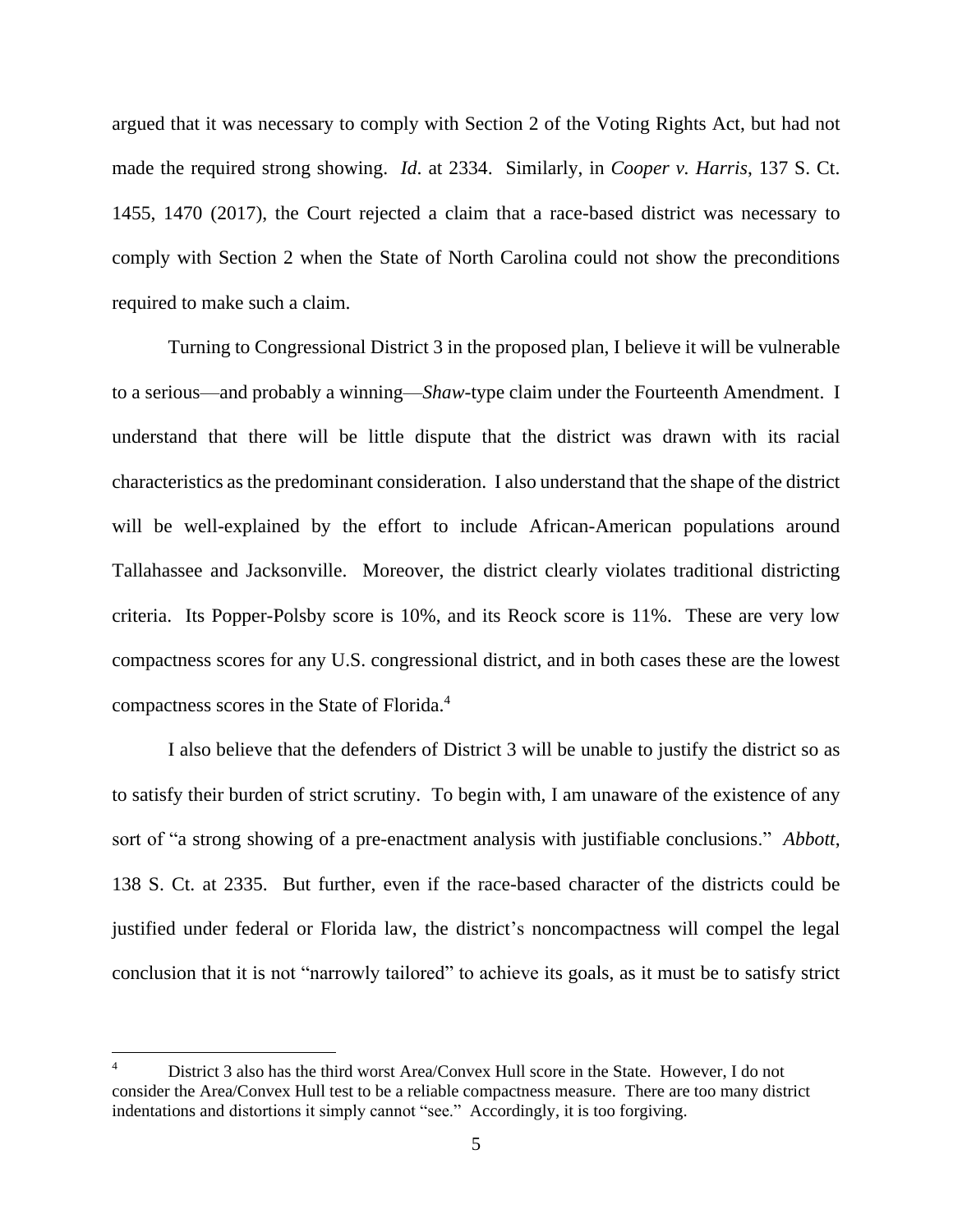argued that it was necessary to comply with Section 2 of the Voting Rights Act, but had not made the required strong showing. *Id*. at 2334. Similarly, in *Cooper v. Harris*, 137 S. Ct. 1455, 1470 (2017), the Court rejected a claim that a race-based district was necessary to comply with Section 2 when the State of North Carolina could not show the preconditions required to make such a claim.

Turning to Congressional District 3 in the proposed plan, I believe it will be vulnerable to a serious—and probably a winning—*Shaw*-type claim under the Fourteenth Amendment. I understand that there will be little dispute that the district was drawn with its racial characteristics as the predominant consideration. I also understand that the shape of the district will be well-explained by the effort to include African-American populations around Tallahassee and Jacksonville. Moreover, the district clearly violates traditional districting criteria. Its Popper-Polsby score is 10%, and its Reock score is 11%. These are very low compactness scores for any U.S. congressional district, and in both cases these are the lowest compactness scores in the State of Florida.[4]

I also believe that the defenders of District 3 will be unable to justify the district so as to satisfy their burden of strict scrutiny. To begin with, I am unaware of the existence of any sort of "a strong showing of a pre-enactment analysis with justifiable conclusions." *Abbott*, 138 S. Ct. at 2335. But further, even if the race-based character of the districts could be justified under federal or Florida law, the district's noncompactness will compel the legal conclusion that it is not "narrowly tailored" to achieve its goals, as it must be to satisfy strict

---

[4] District 3 also has the third worst Area/Convex Hull score in the State. However, I do not consider the Area/Convex Hull test to be a reliable compactness measure. There are too many district indentations and distortions it simply cannot "see." Accordingly, it is too forgiving.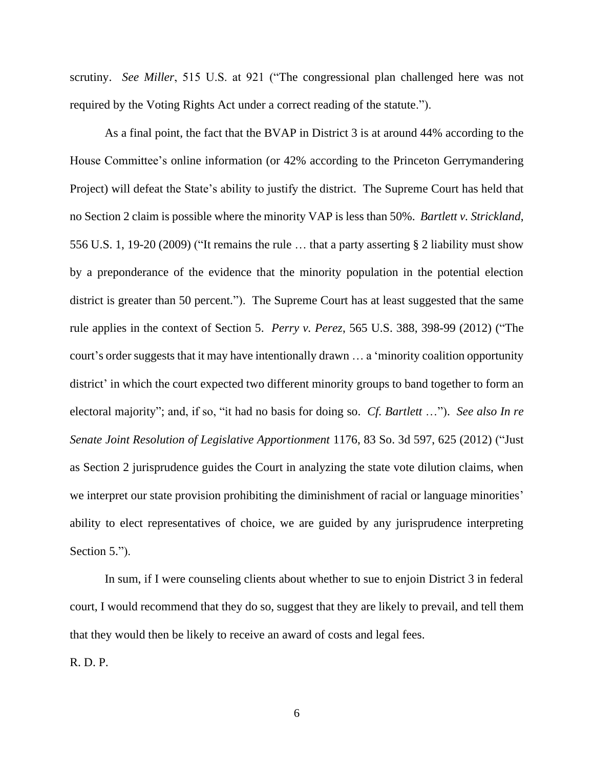scrutiny. *See Miller*, 515 U.S. at 921 ("The congressional plan challenged here was not required by the Voting Rights Act under a correct reading of the statute.").

As a final point, the fact that the BVAP in District 3 is at around 44% according to the House Committee's online information (or 42% according to the Princeton Gerrymandering Project) will defeat the State's ability to justify the district. The Supreme Court has held that no Section 2 claim is possible where the minority VAP is less than 50%. *Bartlett v. Strickland*, 556 U.S. 1, 19-20 (2009) ("It remains the rule … that a party asserting § 2 liability must show by a preponderance of the evidence that the minority population in the potential election district is greater than 50 percent."). The Supreme Court has at least suggested that the same rule applies in the context of Section 5. *Perry v. Perez*, 565 U.S. 388, 398-99 (2012) ("The court's order suggests that it may have intentionally drawn … a 'minority coalition opportunity district' in which the court expected two different minority groups to band together to form an electoral majority"; and, if so, "it had no basis for doing so. *Cf. Bartlett* …"). *See also In re Senate Joint Resolution of Legislative Apportionment* 1176, 83 So. 3d 597, 625 (2012) ("Just as Section 2 jurisprudence guides the Court in analyzing the state vote dilution claims, when we interpret our state provision prohibiting the diminishment of racial or language minorities' ability to elect representatives of choice, we are guided by any jurisprudence interpreting Section 5.").

In sum, if I were counseling clients about whether to sue to enjoin District 3 in federal court, I would recommend that they do so, suggest that they are likely to prevail, and tell them that they would then be likely to receive an award of costs and legal fees.

R. D. P.